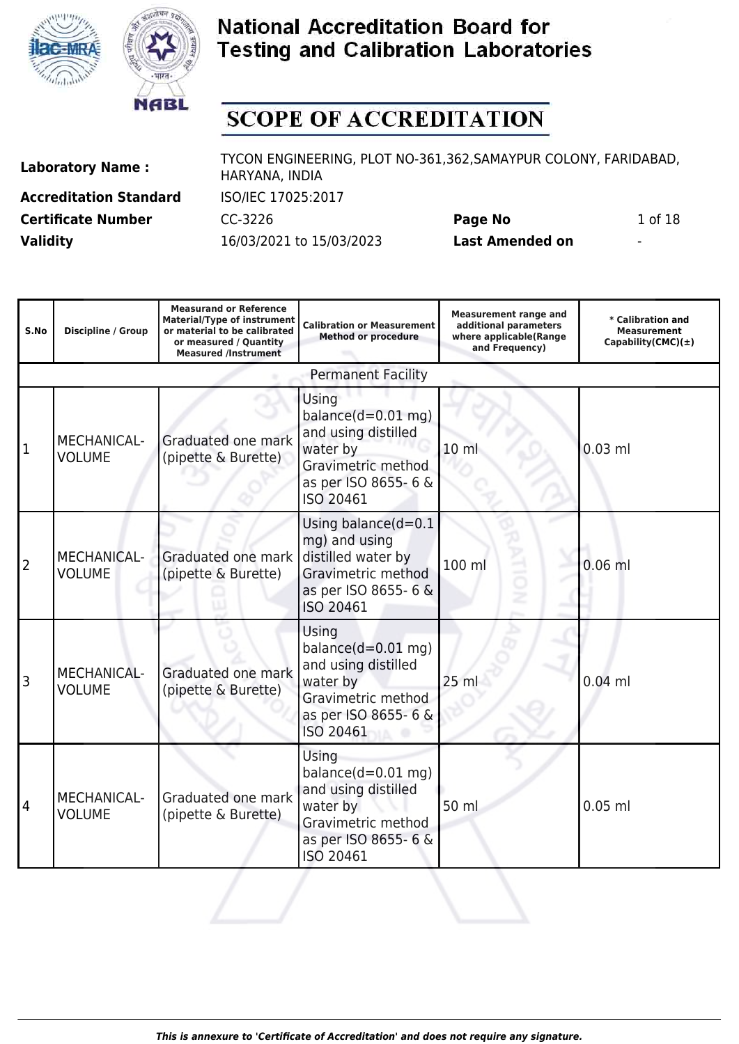# National Accreditation Board for Testing and Calibration Laboratories

## SCOPE OF ACCREDITATION

| | | | |
|---|---|---|---|
| **Laboratory Name :** | TYCON ENGINEERING, PLOT NO-361,362,SAMAYPUR COLONY, FARIDABAD, HARYANA, INDIA | | |
| **Accreditation Standard** | ISO/IEC 17025:2017 | | |
| **Certificate Number** | CC-3226 | **Page No** | 1 of 18 |
| **Validity** | 16/03/2021 to 15/03/2023 | **Last Amended on** | - |

| S.No | Discipline / Group | Measurand or Reference Material/Type of instrument or material to be calibrated or measured / Quantity Measured /Instrument | Calibration or Measurement Method or procedure | Measurement range and additional parameters where applicable(Range and Frequency) | * Calibration and Measurement Capability(CMC)(±) |
|---|---|---|---|---|---|
| | | | Permanent Facility | | |
| 1 | MECHANICAL- VOLUME | Graduated one mark (pipette & Burette) | Using balance(d=0.01 mg) and using distilled water by Gravimetric method as per ISO 8655- 6 & ISO 20461 | 10 ml | 0.03 ml |
| 2 | MECHANICAL- VOLUME | Graduated one mark (pipette & Burette) | Using balance(d=0.1 mg) and using distilled water by Gravimetric method as per ISO 8655- 6 & ISO 20461 | 100 ml | 0.06 ml |
| 3 | MECHANICAL- VOLUME | Graduated one mark (pipette & Burette) | Using balance(d=0.01 mg) and using distilled water by Gravimetric method as per ISO 8655- 6 & ISO 20461 | 25 ml | 0.04 ml |
| 4 | MECHANICAL- VOLUME | Graduated one mark (pipette & Burette) | Using balance(d=0.01 mg) and using distilled water by Gravimetric method as per ISO 8655- 6 & ISO 20461 | 50 ml | 0.05 ml |

*This is annexure to 'Certificate of Accreditation' and does not require any signature.*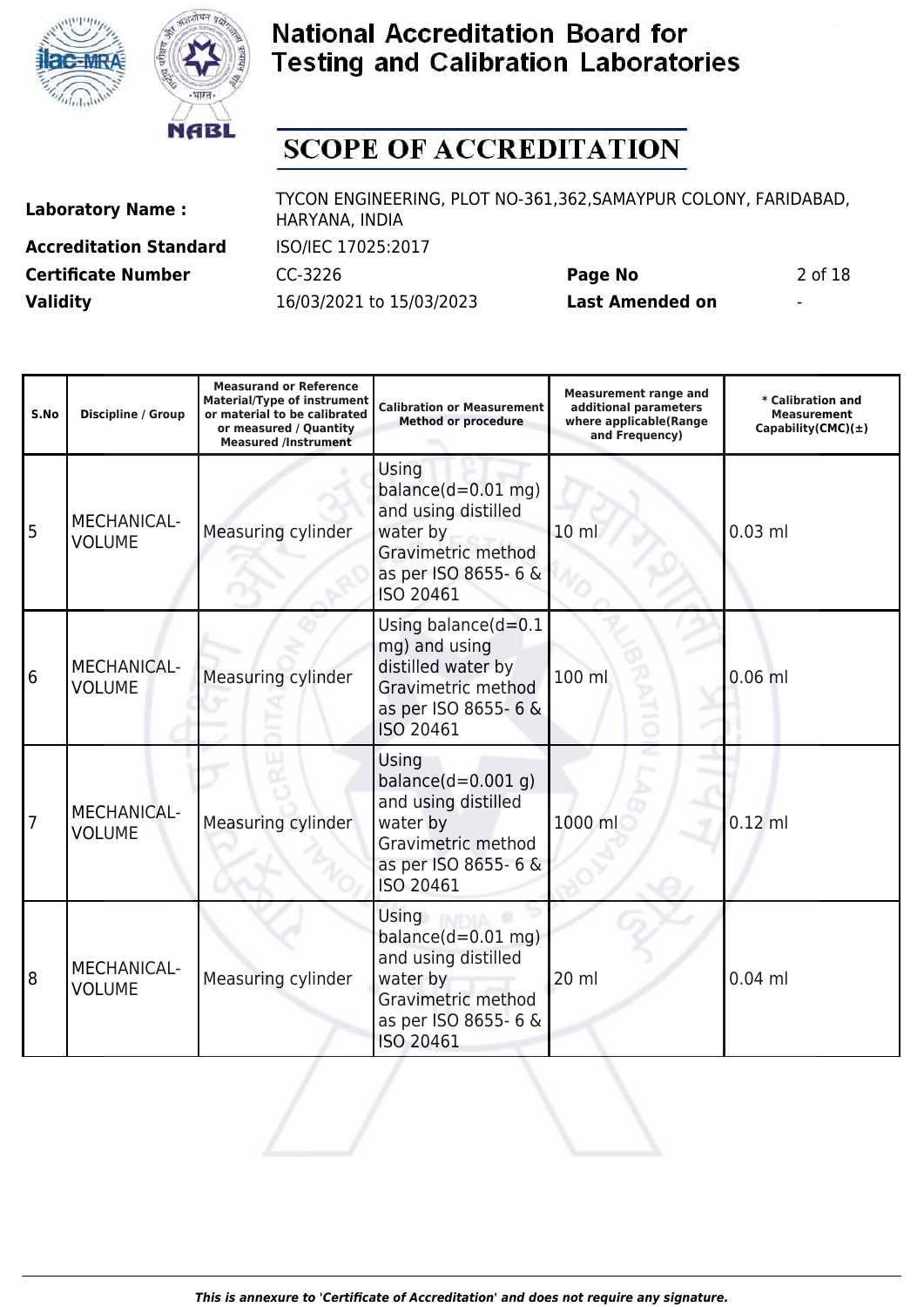# National Accreditation Board for Testing and Calibration Laboratories

## SCOPE OF ACCREDITATION

| | | | |
|---|---|---|---|
| **Laboratory Name :** | TYCON ENGINEERING, PLOT NO-361,362,SAMAYPUR COLONY, FARIDABAD, HARYANA, INDIA | | |
| **Accreditation Standard** | ISO/IEC 17025:2017 | | |
| **Certificate Number** | CC-3226 | **Page No** | 2 of 18 |
| **Validity** | 16/03/2021 to 15/03/2023 | **Last Amended on** | - |

| S.No | Discipline / Group | Measurand or Reference Material/Type of instrument or material to be calibrated or measured / Quantity Measured /Instrument | Calibration or Measurement Method or procedure | Measurement range and additional parameters where applicable(Range and Frequency) | * Calibration and Measurement Capability(CMC)(±) |
|---|---|---|---|---|---|
| 5 | MECHANICAL- VOLUME | Measuring cylinder | Using balance(d=0.01 mg) and using distilled water by Gravimetric method as per ISO 8655- 6 & ISO 20461 | 10 ml | 0.03 ml |
| 6 | MECHANICAL- VOLUME | Measuring cylinder | Using balance(d=0.1 mg) and using distilled water by Gravimetric method as per ISO 8655- 6 & ISO 20461 | 100 ml | 0.06 ml |
| 7 | MECHANICAL- VOLUME | Measuring cylinder | Using balance(d=0.001 g) and using distilled water by Gravimetric method as per ISO 8655- 6 & ISO 20461 | 1000 ml | 0.12 ml |
| 8 | MECHANICAL- VOLUME | Measuring cylinder | Using balance(d=0.01 mg) and using distilled water by Gravimetric method as per ISO 8655- 6 & ISO 20461 | 20 ml | 0.04 ml |

*This is annexure to 'Certificate of Accreditation' and does not require any signature.*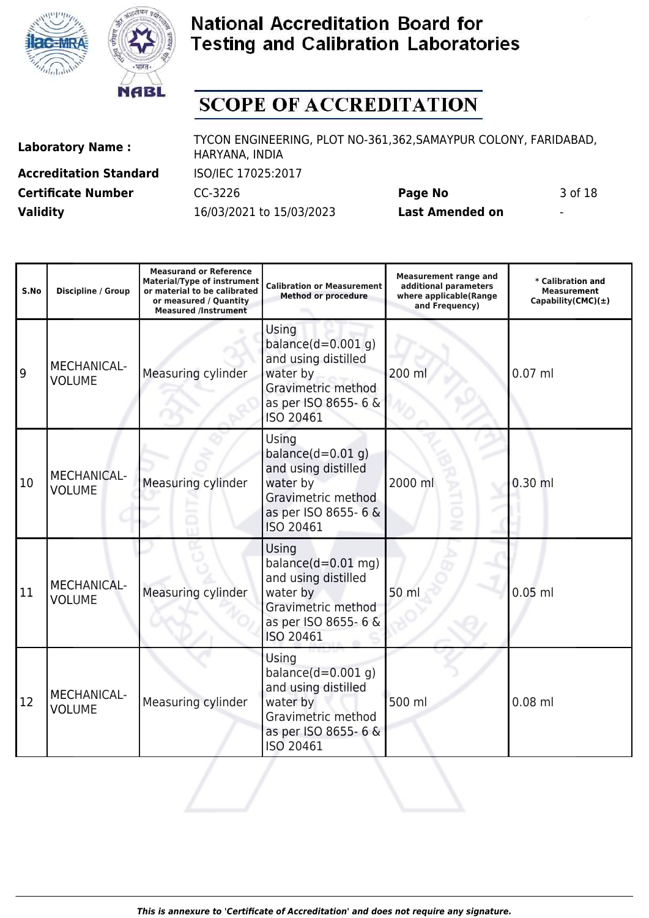# National Accreditation Board for Testing and Calibration Laboratories

## SCOPE OF ACCREDITATION

**Laboratory Name :** TYCON ENGINEERING, PLOT NO-361,362,SAMAYPUR COLONY, FARIDABAD, HARYANA, INDIA

**Accreditation Standard** ISO/IEC 17025:2017

**Certificate Number** CC-3226 **Page No** 3 of 18

**Validity** 16/03/2021 to 15/03/2023 **Last Amended on** -

| S.No | Discipline / Group | Measurand or Reference Material/Type of instrument or material to be calibrated or measured / Quantity Measured /Instrument | Calibration or Measurement Method or procedure | Measurement range and additional parameters where applicable(Range and Frequency) | * Calibration and Measurement Capability(CMC)(±) |
|---|---|---|---|---|---|
| 9 | MECHANICAL- VOLUME | Measuring cylinder | Using balance(d=0.001 g) and using distilled water by Gravimetric method as per ISO 8655- 6 & ISO 20461 | 200 ml | 0.07 ml |
| 10 | MECHANICAL- VOLUME | Measuring cylinder | Using balance(d=0.01 g) and using distilled water by Gravimetric method as per ISO 8655- 6 & ISO 20461 | 2000 ml | 0.30 ml |
| 11 | MECHANICAL- VOLUME | Measuring cylinder | Using balance(d=0.01 mg) and using distilled water by Gravimetric method as per ISO 8655- 6 & ISO 20461 | 50 ml | 0.05 ml |
| 12 | MECHANICAL- VOLUME | Measuring cylinder | Using balance(d=0.001 g) and using distilled water by Gravimetric method as per ISO 8655- 6 & ISO 20461 | 500 ml | 0.08 ml |

*This is annexure to 'Certificate of Accreditation' and does not require any signature.*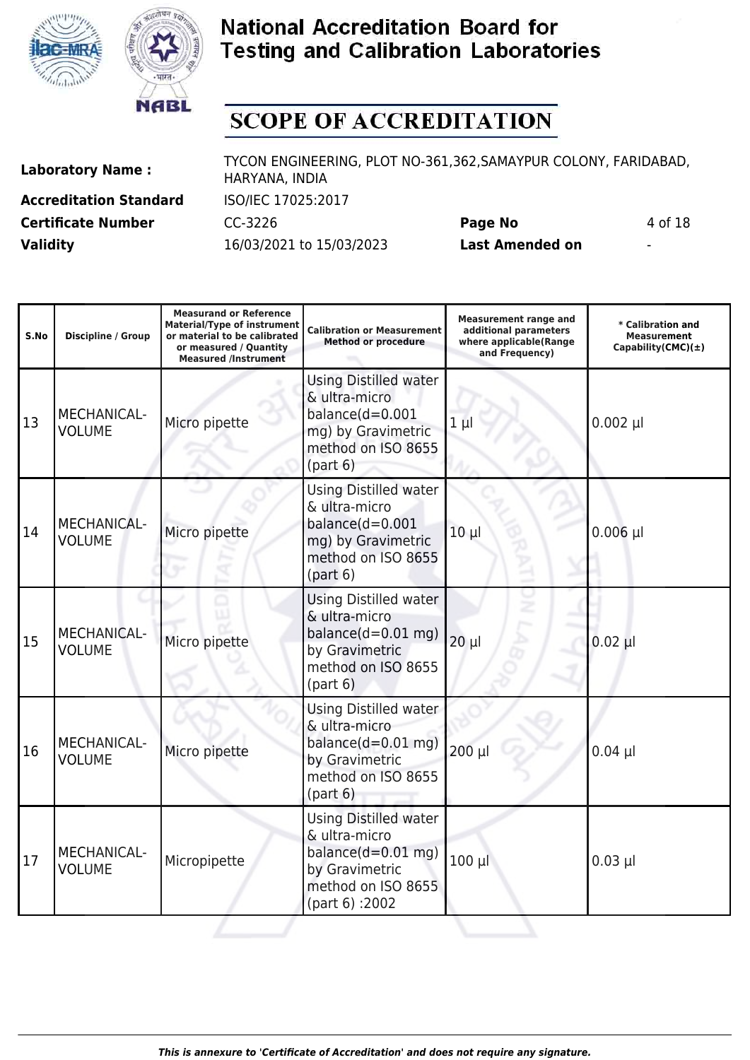# National Accreditation Board for Testing and Calibration Laboratories

## SCOPE OF ACCREDITATION

| | | | |
|---|---|---|---|
| **Laboratory Name :** | TYCON ENGINEERING, PLOT NO-361,362,SAMAYPUR COLONY, FARIDABAD, HARYANA, INDIA | | |
| **Accreditation Standard** | ISO/IEC 17025:2017 | | |
| **Certificate Number** | CC-3226 | **Page No** | 4 of 18 |
| **Validity** | 16/03/2021 to 15/03/2023 | **Last Amended on** | - |

| S.No | Discipline / Group | Measurand or Reference Material/Type of instrument or material to be calibrated or measured / Quantity Measured /Instrument | Calibration or Measurement Method or procedure | Measurement range and additional parameters where applicable(Range and Frequency) | * Calibration and Measurement Capability(CMC)(±) |
|---|---|---|---|---|---|
| 13 | MECHANICAL- VOLUME | Micro pipette | Using Distilled water & ultra-micro balance(d=0.001 mg) by Gravimetric method on ISO 8655 (part 6) | 1 µl | 0.002 µl |
| 14 | MECHANICAL- VOLUME | Micro pipette | Using Distilled water & ultra-micro balance(d=0.001 mg) by Gravimetric method on ISO 8655 (part 6) | 10 µl | 0.006 µl |
| 15 | MECHANICAL- VOLUME | Micro pipette | Using Distilled water & ultra-micro balance(d=0.01 mg) by Gravimetric method on ISO 8655 (part 6) | 20 µl | 0.02 µl |
| 16 | MECHANICAL- VOLUME | Micro pipette | Using Distilled water & ultra-micro balance(d=0.01 mg) by Gravimetric method on ISO 8655 (part 6) | 200 µl | 0.04 µl |
| 17 | MECHANICAL- VOLUME | Micropipette | Using Distilled water & ultra-micro balance(d=0.01 mg) by Gravimetric method on ISO 8655 (part 6) :2002 | 100 µl | 0.03 µl |

*This is annexure to 'Certificate of Accreditation' and does not require any signature.*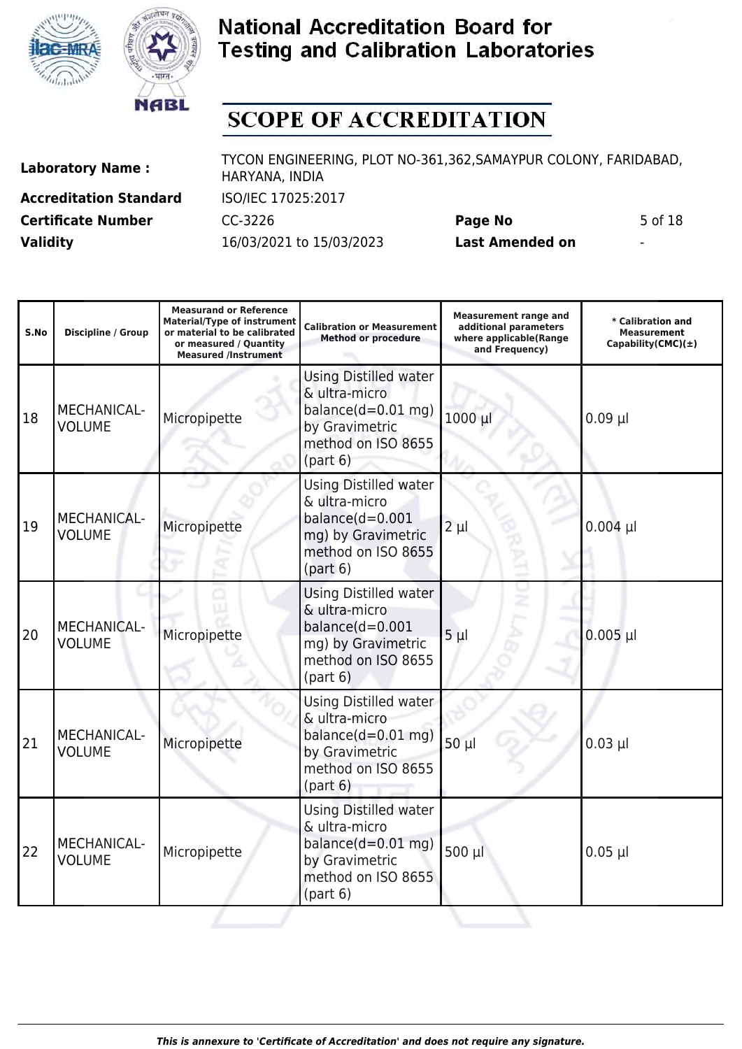# National Accreditation Board for Testing and Calibration Laboratories

# SCOPE OF ACCREDITATION

| | | | |
|---|---|---|---|
| **Laboratory Name :** | TYCON ENGINEERING, PLOT NO-361,362,SAMAYPUR COLONY, FARIDABAD, HARYANA, INDIA | | |
| **Accreditation Standard** | ISO/IEC 17025:2017 | | |
| **Certificate Number** | CC-3226 | **Page No** | 5 of 18 |
| **Validity** | 16/03/2021 to 15/03/2023 | **Last Amended on** | - |

| S.No | Discipline / Group | Measurand or Reference Material/Type of instrument or material to be calibrated or measured / Quantity Measured /Instrument | Calibration or Measurement Method or procedure | Measurement range and additional parameters where applicable(Range and Frequency) | * Calibration and Measurement Capability(CMC)(±) |
|---|---|---|---|---|---|
| 18 | MECHANICAL- VOLUME | Micropipette | Using Distilled water & ultra-micro balance(d=0.01 mg) by Gravimetric method on ISO 8655 (part 6) | 1000 µl | 0.09 µl |
| 19 | MECHANICAL- VOLUME | Micropipette | Using Distilled water & ultra-micro balance(d=0.001 mg) by Gravimetric method on ISO 8655 (part 6) | 2 µl | 0.004 µl |
| 20 | MECHANICAL- VOLUME | Micropipette | Using Distilled water & ultra-micro balance(d=0.001 mg) by Gravimetric method on ISO 8655 (part 6) | 5 µl | 0.005 µl |
| 21 | MECHANICAL- VOLUME | Micropipette | Using Distilled water & ultra-micro balance(d=0.01 mg) by Gravimetric method on ISO 8655 (part 6) | 50 µl | 0.03 µl |
| 22 | MECHANICAL- VOLUME | Micropipette | Using Distilled water & ultra-micro balance(d=0.01 mg) by Gravimetric method on ISO 8655 (part 6) | 500 µl | 0.05 µl |

*This is annexure to 'Certificate of Accreditation' and does not require any signature.*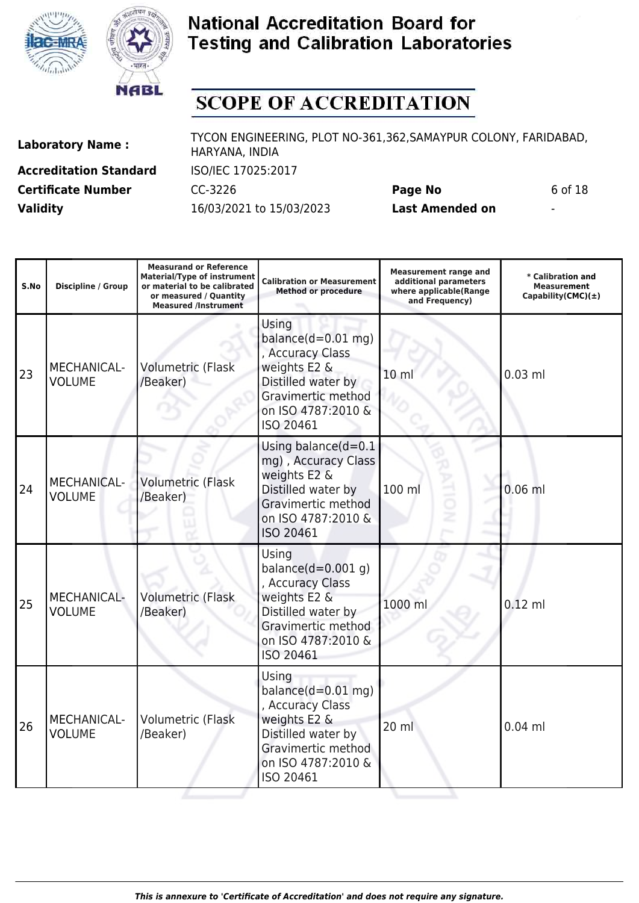# National Accreditation Board for Testing and Calibration Laboratories

## SCOPE OF ACCREDITATION

| | | | |
|---|---|---|---|
| **Laboratory Name :** | TYCON ENGINEERING, PLOT NO-361,362,SAMAYPUR COLONY, FARIDABAD, HARYANA, INDIA | | |
| **Accreditation Standard** | ISO/IEC 17025:2017 | | |
| **Certificate Number** | CC-3226 | **Page No** | 6 of 18 |
| **Validity** | 16/03/2021 to 15/03/2023 | **Last Amended on** | - |

| S.No | Discipline / Group | Measurand or Reference Material/Type of instrument or material to be calibrated or measured / Quantity Measured /Instrument | Calibration or Measurement Method or procedure | Measurement range and additional parameters where applicable(Range and Frequency) | * Calibration and Measurement Capability(CMC)(±) |
|---|---|---|---|---|---|
| 23 | MECHANICAL- VOLUME | Volumetric (Flask /Beaker) | Using balance(d=0.01 mg) , Accuracy Class weights E2 & Distilled water by Gravimertic method on ISO 4787:2010 & ISO 20461 | 10 ml | 0.03 ml |
| 24 | MECHANICAL- VOLUME | Volumetric (Flask /Beaker) | Using balance(d=0.1 mg) , Accuracy Class weights E2 & Distilled water by Gravimertic method on ISO 4787:2010 & ISO 20461 | 100 ml | 0.06 ml |
| 25 | MECHANICAL- VOLUME | Volumetric (Flask /Beaker) | Using balance(d=0.001 g) , Accuracy Class weights E2 & Distilled water by Gravimertic method on ISO 4787:2010 & ISO 20461 | 1000 ml | 0.12 ml |
| 26 | MECHANICAL- VOLUME | Volumetric (Flask /Beaker) | Using balance(d=0.01 mg) , Accuracy Class weights E2 & Distilled water by Gravimertic method on ISO 4787:2010 & ISO 20461 | 20 ml | 0.04 ml |

*This is annexure to 'Certificate of Accreditation' and does not require any signature.*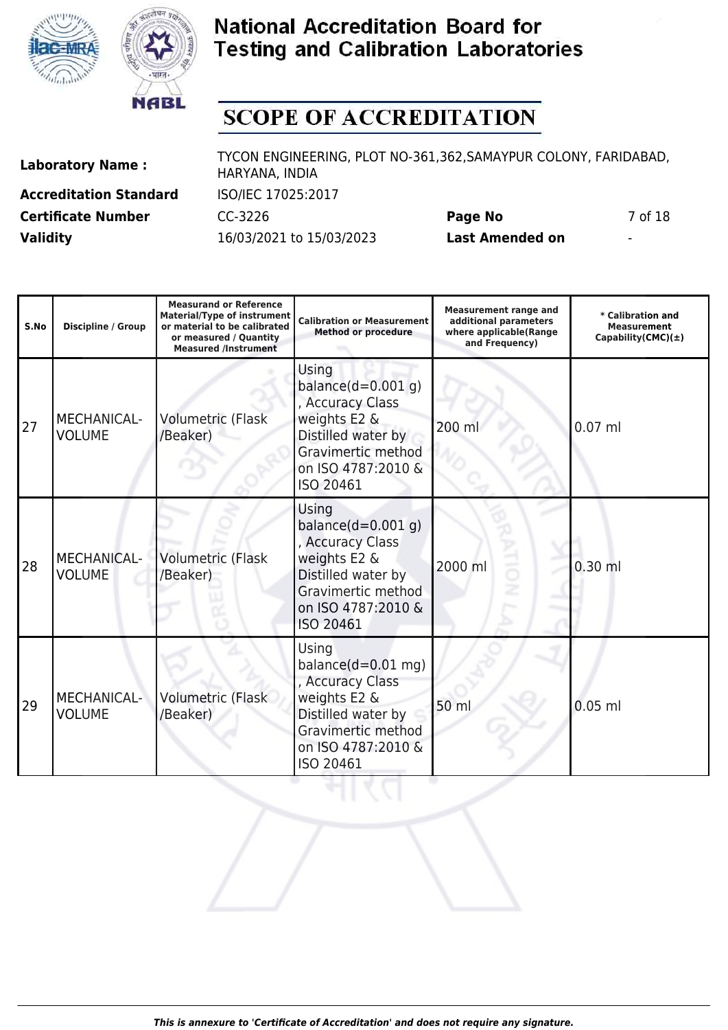# National Accreditation Board for Testing and Calibration Laboratories

## SCOPE OF ACCREDITATION

**Laboratory Name :** TYCON ENGINEERING, PLOT NO-361,362,SAMAYPUR COLONY, FARIDABAD, HARYANA, INDIA

**Accreditation Standard** ISO/IEC 17025:2017

**Certificate Number** CC-3226 **Page No** 7 of 18

**Validity** 16/03/2021 to 15/03/2023 **Last Amended on** -

| S.No | Discipline / Group | Measurand or Reference Material/Type of instrument or material to be calibrated or measured / Quantity Measured /Instrument | Calibration or Measurement Method or procedure | Measurement range and additional parameters where applicable(Range and Frequency) | * Calibration and Measurement Capability(CMC)(±) |
|---|---|---|---|---|---|
| 27 | MECHANICAL- VOLUME | Volumetric (Flask /Beaker) | Using balance(d=0.001 g) , Accuracy Class weights E2 & Distilled water by Gravimertic method on ISO 4787:2010 & ISO 20461 | 200 ml | 0.07 ml |
| 28 | MECHANICAL- VOLUME | Volumetric (Flask /Beaker) | Using balance(d=0.001 g) , Accuracy Class weights E2 & Distilled water by Gravimertic method on ISO 4787:2010 & ISO 20461 | 2000 ml | 0.30 ml |
| 29 | MECHANICAL- VOLUME | Volumetric (Flask /Beaker) | Using balance(d=0.01 mg) , Accuracy Class weights E2 & Distilled water by Gravimertic method on ISO 4787:2010 & ISO 20461 | 50 ml | 0.05 ml |

*This is annexure to 'Certificate of Accreditation' and does not require any signature.*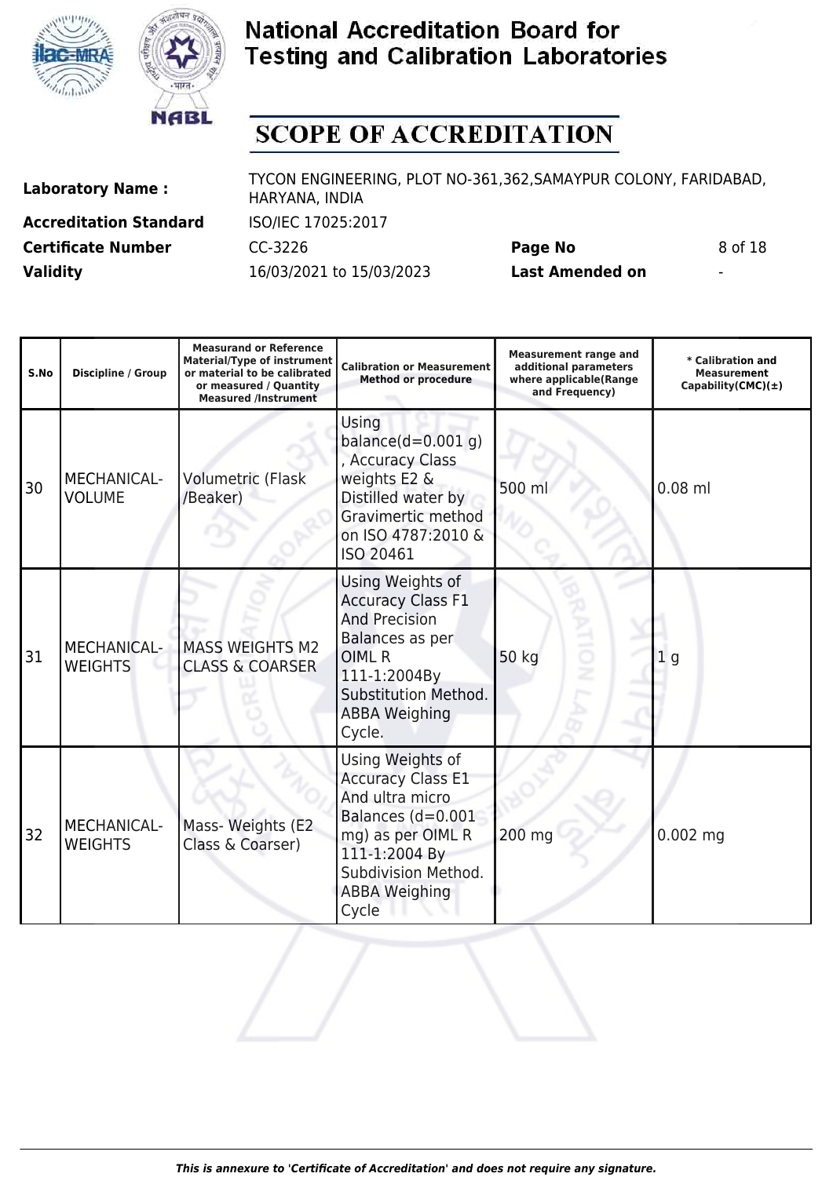# National Accreditation Board for Testing and Calibration Laboratories

## SCOPE OF ACCREDITATION

| | | | |
|---|---|---|---|
| **Laboratory Name :** | TYCON ENGINEERING, PLOT NO-361,362,SAMAYPUR COLONY, FARIDABAD, HARYANA, INDIA | | |
| **Accreditation Standard** | ISO/IEC 17025:2017 | | |
| **Certificate Number** | CC-3226 | **Page No** | 8 of 18 |
| **Validity** | 16/03/2021 to 15/03/2023 | **Last Amended on** | - |

| S.No | Discipline / Group | Measurand or Reference Material/Type of instrument or material to be calibrated or measured / Quantity Measured /Instrument | Calibration or Measurement Method or procedure | Measurement range and additional parameters where applicable(Range and Frequency) | * Calibration and Measurement Capability(CMC)(±) |
|---|---|---|---|---|---|
| 30 | MECHANICAL- VOLUME | Volumetric (Flask /Beaker) | Using balance(d=0.001 g) , Accuracy Class weights E2 & Distilled water by Gravimertic method on ISO 4787:2010 & ISO 20461 | 500 ml | 0.08 ml |
| 31 | MECHANICAL- WEIGHTS | MASS WEIGHTS M2 CLASS & COARSER | Using Weights of Accuracy Class F1 And Precision Balances as per OIML R 111-1:2004By Substitution Method. ABBA Weighing Cycle. | 50 kg | 1 g |
| 32 | MECHANICAL- WEIGHTS | Mass- Weights (E2 Class & Coarser) | Using Weights of Accuracy Class E1 And ultra micro Balances (d=0.001 mg) as per OIML R 111-1:2004 By Subdivision Method. ABBA Weighing Cycle | 200 mg | 0.002 mg |

*This is annexure to 'Certificate of Accreditation' and does not require any signature.*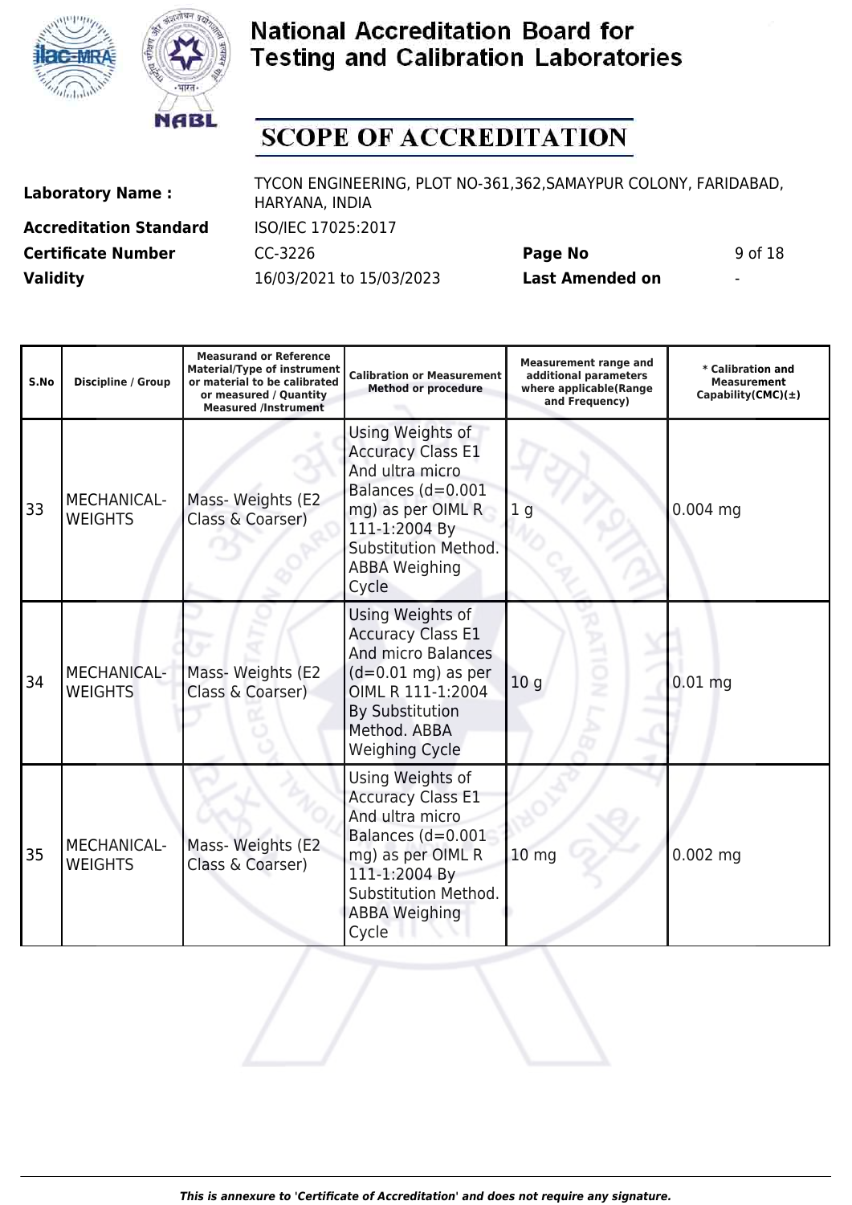# National Accreditation Board for Testing and Calibration Laboratories

## SCOPE OF ACCREDITATION

| | | | |
|---|---|---|---|
| **Laboratory Name :** | TYCON ENGINEERING, PLOT NO-361,362,SAMAYPUR COLONY, FARIDABAD, HARYANA, INDIA | | |
| **Accreditation Standard** | ISO/IEC 17025:2017 | | |
| **Certificate Number** | CC-3226 | **Page No** | 9 of 18 |
| **Validity** | 16/03/2021 to 15/03/2023 | **Last Amended on** | - |

| S.No | Discipline / Group | Measurand or Reference Material/Type of instrument or material to be calibrated or measured / Quantity Measured /Instrument | Calibration or Measurement Method or procedure | Measurement range and additional parameters where applicable(Range and Frequency) | * Calibration and Measurement Capability(CMC)(±) |
|---|---|---|---|---|---|
| 33 | MECHANICAL-WEIGHTS | Mass- Weights (E2 Class & Coarser) | Using Weights of Accuracy Class E1 And ultra micro Balances (d=0.001 mg) as per OIML R 111-1:2004 By Substitution Method. ABBA Weighing Cycle | 1 g | 0.004 mg |
| 34 | MECHANICAL-WEIGHTS | Mass- Weights (E2 Class & Coarser) | Using Weights of Accuracy Class E1 And micro Balances (d=0.01 mg) as per OIML R 111-1:2004 By Substitution Method. ABBA Weighing Cycle | 10 g | 0.01 mg |
| 35 | MECHANICAL-WEIGHTS | Mass- Weights (E2 Class & Coarser) | Using Weights of Accuracy Class E1 And ultra micro Balances (d=0.001 mg) as per OIML R 111-1:2004 By Substitution Method. ABBA Weighing Cycle | 10 mg | 0.002 mg |

*This is annexure to 'Certificate of Accreditation' and does not require any signature.*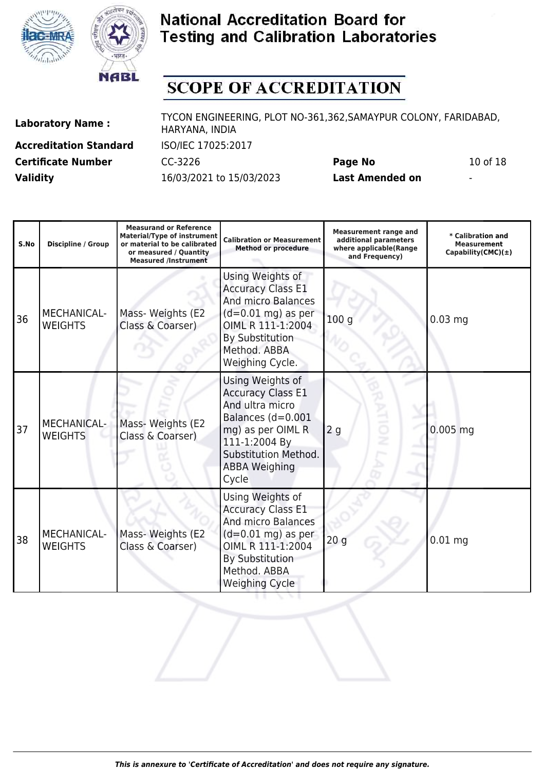# National Accreditation Board for Testing and Calibration Laboratories

## SCOPE OF ACCREDITATION

| | | | |
|---|---|---|---|
| **Laboratory Name :** | TYCON ENGINEERING, PLOT NO-361,362,SAMAYPUR COLONY, FARIDABAD, HARYANA, INDIA | | |
| **Accreditation Standard** | ISO/IEC 17025:2017 | | |
| **Certificate Number** | CC-3226 | **Page No** | 10 of 18 |
| **Validity** | 16/03/2021 to 15/03/2023 | **Last Amended on** | - |

| S.No | Discipline / Group | Measurand or Reference Material/Type of instrument or material to be calibrated or measured / Quantity Measured /Instrument | Calibration or Measurement Method or procedure | Measurement range and additional parameters where applicable(Range and Frequency) | * Calibration and Measurement Capability(CMC)(±) |
|---|---|---|---|---|---|
| 36 | MECHANICAL- WEIGHTS | Mass- Weights (E2 Class & Coarser) | Using Weights of Accuracy Class E1 And micro Balances (d=0.01 mg) as per OIML R 111-1:2004 By Substitution Method. ABBA Weighing Cycle. | 100 g | 0.03 mg |
| 37 | MECHANICAL- WEIGHTS | Mass- Weights (E2 Class & Coarser) | Using Weights of Accuracy Class E1 And ultra micro Balances (d=0.001 mg) as per OIML R 111-1:2004 By Substitution Method. ABBA Weighing Cycle | 2 g | 0.005 mg |
| 38 | MECHANICAL- WEIGHTS | Mass- Weights (E2 Class & Coarser) | Using Weights of Accuracy Class E1 And micro Balances (d=0.01 mg) as per OIML R 111-1:2004 By Substitution Method. ABBA Weighing Cycle | 20 g | 0.01 mg |

*This is annexure to 'Certificate of Accreditation' and does not require any signature.*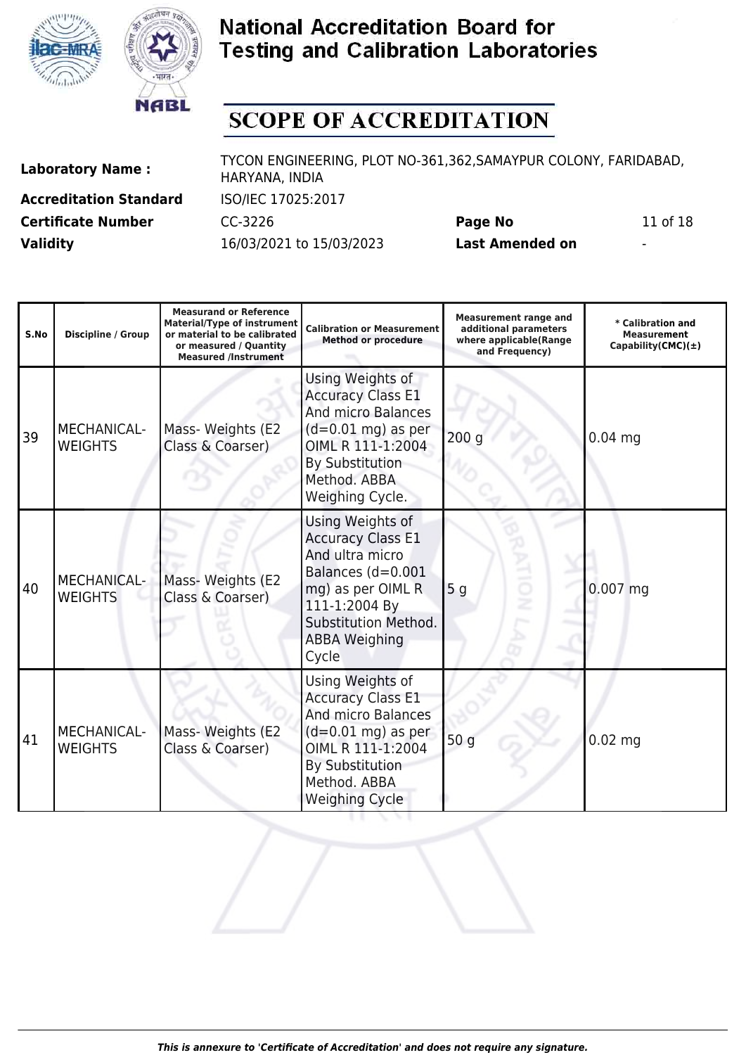# National Accreditation Board for Testing and Calibration Laboratories

## SCOPE OF ACCREDITATION

| | | | |
|---|---|---|---|
| **Laboratory Name :** | TYCON ENGINEERING, PLOT NO-361,362,SAMAYPUR COLONY, FARIDABAD, HARYANA, INDIA | | |
| **Accreditation Standard** | ISO/IEC 17025:2017 | | |
| **Certificate Number** | CC-3226 | **Page No** | 11 of 18 |
| **Validity** | 16/03/2021 to 15/03/2023 | **Last Amended on** | - |

| S.No | Discipline / Group | Measurand or Reference Material/Type of instrument or material to be calibrated or measured / Quantity Measured /Instrument | Calibration or Measurement Method or procedure | Measurement range and additional parameters where applicable(Range and Frequency) | * Calibration and Measurement Capability(CMC)(±) |
|---|---|---|---|---|---|
| 39 | MECHANICAL- WEIGHTS | Mass- Weights (E2 Class & Coarser) | Using Weights of Accuracy Class E1 And micro Balances (d=0.01 mg) as per OIML R 111-1:2004 By Substitution Method. ABBA Weighing Cycle. | 200 g | 0.04 mg |
| 40 | MECHANICAL- WEIGHTS | Mass- Weights (E2 Class & Coarser) | Using Weights of Accuracy Class E1 And ultra micro Balances (d=0.001 mg) as per OIML R 111-1:2004 By Substitution Method. ABBA Weighing Cycle | 5 g | 0.007 mg |
| 41 | MECHANICAL- WEIGHTS | Mass- Weights (E2 Class & Coarser) | Using Weights of Accuracy Class E1 And micro Balances (d=0.01 mg) as per OIML R 111-1:2004 By Substitution Method. ABBA Weighing Cycle | 50 g | 0.02 mg |

*This is annexure to 'Certificate of Accreditation' and does not require any signature.*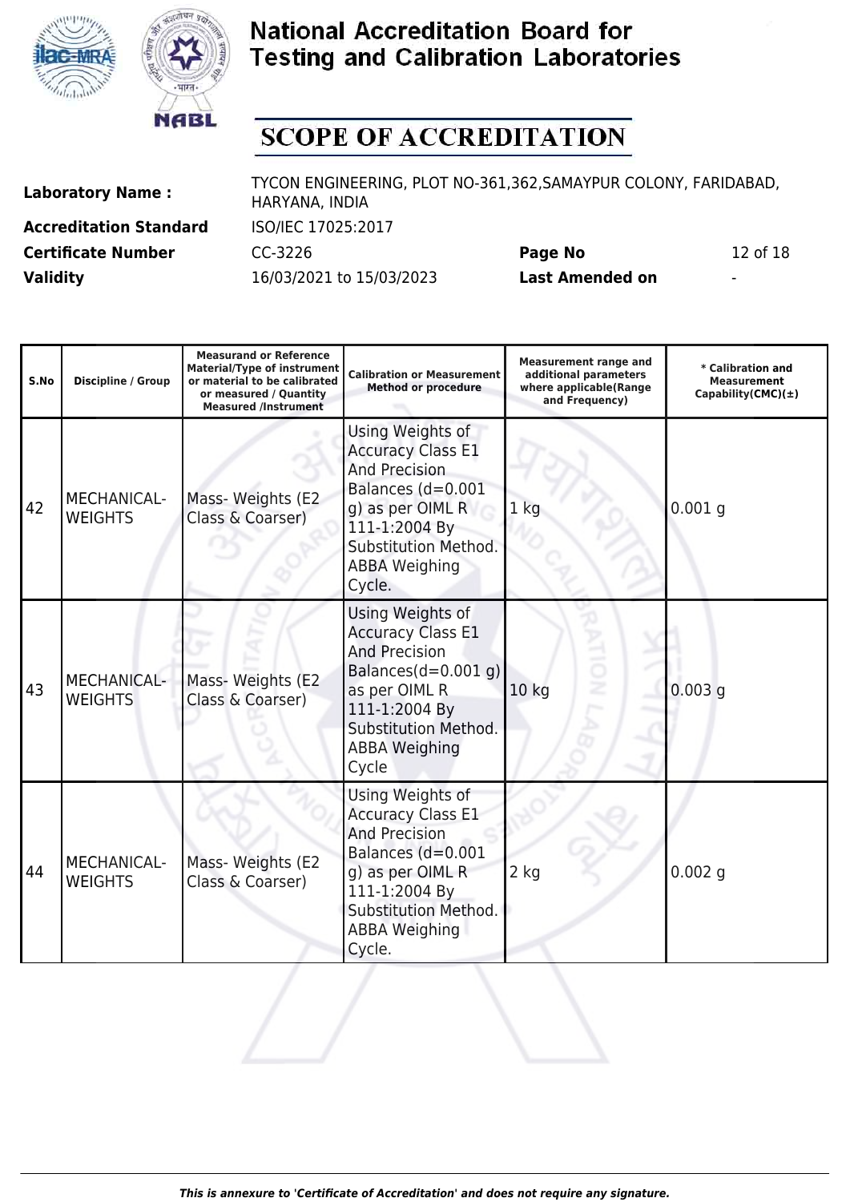# National Accreditation Board for Testing and Calibration Laboratories

## SCOPE OF ACCREDITATION

| | | | |
|---|---|---|---|
| **Laboratory Name :** | TYCON ENGINEERING, PLOT NO-361,362,SAMAYPUR COLONY, FARIDABAD, HARYANA, INDIA | | |
| **Accreditation Standard** | ISO/IEC 17025:2017 | | |
| **Certificate Number** | CC-3226 | **Page No** | 12 of 18 |
| **Validity** | 16/03/2021 to 15/03/2023 | **Last Amended on** | - |

| S.No | Discipline / Group | Measurand or Reference Material/Type of instrument or material to be calibrated or measured / Quantity Measured /Instrument | Calibration or Measurement Method or procedure | Measurement range and additional parameters where applicable(Range and Frequency) | * Calibration and Measurement Capability(CMC)(±) |
|---|---|---|---|---|---|
| 42 | MECHANICAL- WEIGHTS | Mass- Weights (E2 Class & Coarser) | Using Weights of Accuracy Class E1 And Precision Balances (d=0.001 g) as per OIML R 111-1:2004 By Substitution Method. ABBA Weighing Cycle. | 1 kg | 0.001 g |
| 43 | MECHANICAL- WEIGHTS | Mass- Weights (E2 Class & Coarser) | Using Weights of Accuracy Class E1 And Precision Balances(d=0.001 g) as per OIML R 111-1:2004 By Substitution Method. ABBA Weighing Cycle | 10 kg | 0.003 g |
| 44 | MECHANICAL- WEIGHTS | Mass- Weights (E2 Class & Coarser) | Using Weights of Accuracy Class E1 And Precision Balances (d=0.001 g) as per OIML R 111-1:2004 By Substitution Method. ABBA Weighing Cycle. | 2 kg | 0.002 g |

*This is annexure to 'Certificate of Accreditation' and does not require any signature.*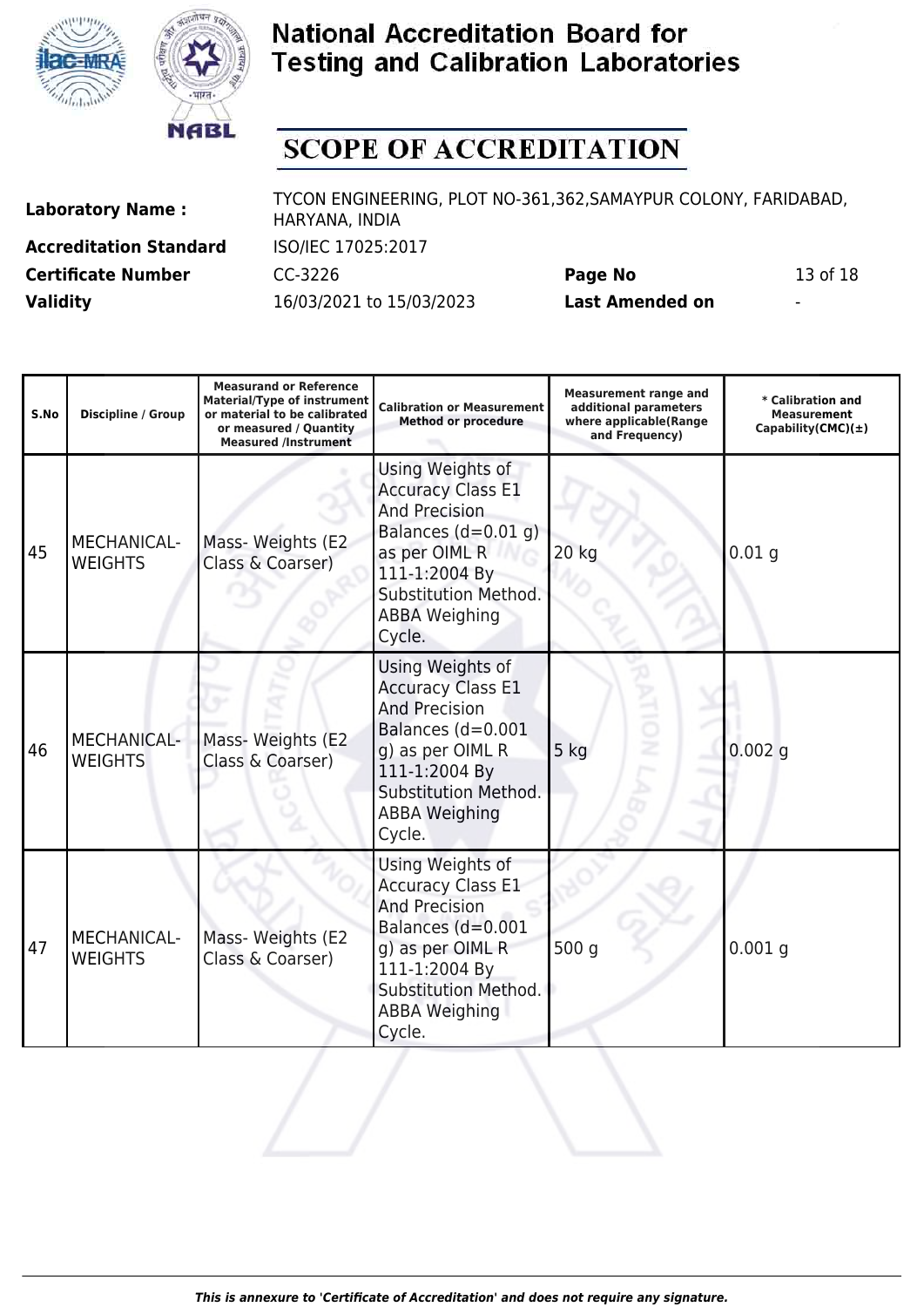# National Accreditation Board for Testing and Calibration Laboratories

# SCOPE OF ACCREDITATION

| | | | |
|---|---|---|---|
| **Laboratory Name :** | TYCON ENGINEERING, PLOT NO-361,362,SAMAYPUR COLONY, FARIDABAD, HARYANA, INDIA | | |
| **Accreditation Standard** | ISO/IEC 17025:2017 | | |
| **Certificate Number** | CC-3226 | **Page No** | 13 of 18 |
| **Validity** | 16/03/2021 to 15/03/2023 | **Last Amended on** | - |

| S.No | Discipline / Group | Measurand or Reference Material/Type of instrument or material to be calibrated or measured / Quantity Measured /Instrument | Calibration or Measurement Method or procedure | Measurement range and additional parameters where applicable(Range and Frequency) | * Calibration and Measurement Capability(CMC)(±) |
|---|---|---|---|---|---|
| 45 | MECHANICAL- WEIGHTS | Mass- Weights (E2 Class & Coarser) | Using Weights of Accuracy Class E1 And Precision Balances (d=0.01 g) as per OIML R 111-1:2004 By Substitution Method. ABBA Weighing Cycle. | 20 kg | 0.01 g |
| 46 | MECHANICAL- WEIGHTS | Mass- Weights (E2 Class & Coarser) | Using Weights of Accuracy Class E1 And Precision Balances (d=0.001 g) as per OIML R 111-1:2004 By Substitution Method. ABBA Weighing Cycle. | 5 kg | 0.002 g |
| 47 | MECHANICAL- WEIGHTS | Mass- Weights (E2 Class & Coarser) | Using Weights of Accuracy Class E1 And Precision Balances (d=0.001 g) as per OIML R 111-1:2004 By Substitution Method. ABBA Weighing Cycle. | 500 g | 0.001 g |

*This is annexure to 'Certificate of Accreditation' and does not require any signature.*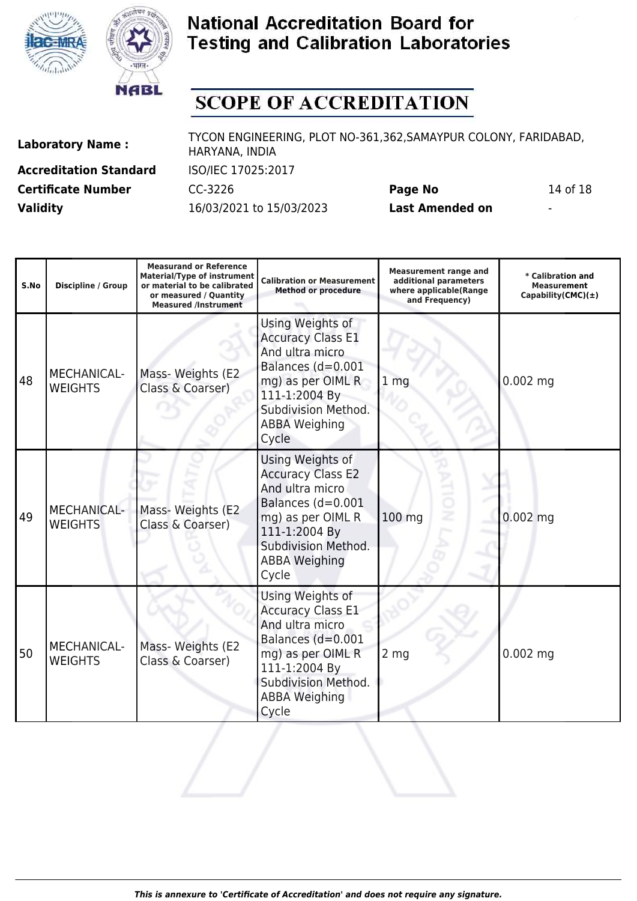# National Accreditation Board for Testing and Calibration Laboratories

# SCOPE OF ACCREDITATION

| | | | |
|---|---|---|---|
| **Laboratory Name :** | TYCON ENGINEERING, PLOT NO-361,362,SAMAYPUR COLONY, FARIDABAD, HARYANA, INDIA | | |
| **Accreditation Standard** | ISO/IEC 17025:2017 | | |
| **Certificate Number** | CC-3226 | **Page No** | 14 of 18 |
| **Validity** | 16/03/2021 to 15/03/2023 | **Last Amended on** | - |

| S.No | Discipline / Group | Measurand or Reference Material/Type of instrument or material to be calibrated or measured / Quantity Measured /Instrument | Calibration or Measurement Method or procedure | Measurement range and additional parameters where applicable(Range and Frequency) | * Calibration and Measurement Capability(CMC)(±) |
|---|---|---|---|---|---|
| 48 | MECHANICAL- WEIGHTS | Mass- Weights (E2 Class & Coarser) | Using Weights of Accuracy Class E1 And ultra micro Balances (d=0.001 mg) as per OIML R 111-1:2004 By Subdivision Method. ABBA Weighing Cycle | 1 mg | 0.002 mg |
| 49 | MECHANICAL- WEIGHTS | Mass- Weights (E2 Class & Coarser) | Using Weights of Accuracy Class E2 And ultra micro Balances (d=0.001 mg) as per OIML R 111-1:2004 By Subdivision Method. ABBA Weighing Cycle | 100 mg | 0.002 mg |
| 50 | MECHANICAL- WEIGHTS | Mass- Weights (E2 Class & Coarser) | Using Weights of Accuracy Class E1 And ultra micro Balances (d=0.001 mg) as per OIML R 111-1:2004 By Subdivision Method. ABBA Weighing Cycle | 2 mg | 0.002 mg |

*This is annexure to 'Certificate of Accreditation' and does not require any signature.*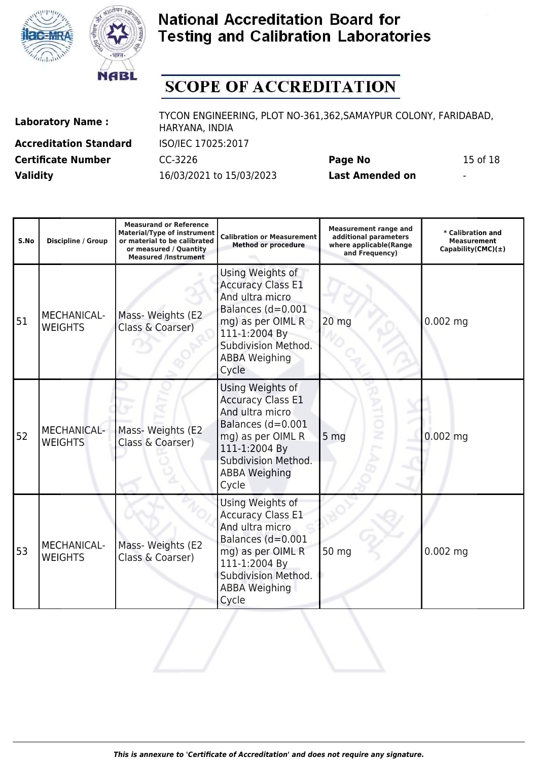# National Accreditation Board for Testing and Calibration Laboratories

## SCOPE OF ACCREDITATION

| | | | |
|---|---|---|---|
| **Laboratory Name :** | TYCON ENGINEERING, PLOT NO-361,362,SAMAYPUR COLONY, FARIDABAD, HARYANA, INDIA | | |
| **Accreditation Standard** | ISO/IEC 17025:2017 | | |
| **Certificate Number** | CC-3226 | **Page No** | 15 of 18 |
| **Validity** | 16/03/2021 to 15/03/2023 | **Last Amended on** | - |

| S.No | Discipline / Group | Measurand or Reference Material/Type of instrument or material to be calibrated or measured / Quantity Measured /Instrument | Calibration or Measurement Method or procedure | Measurement range and additional parameters where applicable(Range and Frequency) | * Calibration and Measurement Capability(CMC)(±) |
|---|---|---|---|---|---|
| 51 | MECHANICAL- WEIGHTS | Mass- Weights (E2 Class & Coarser) | Using Weights of Accuracy Class E1 And ultra micro Balances (d=0.001 mg) as per OIML R 111-1:2004 By Subdivision Method. ABBA Weighing Cycle | 20 mg | 0.002 mg |
| 52 | MECHANICAL- WEIGHTS | Mass- Weights (E2 Class & Coarser) | Using Weights of Accuracy Class E1 And ultra micro Balances (d=0.001 mg) as per OIML R 111-1:2004 By Subdivision Method. ABBA Weighing Cycle | 5 mg | 0.002 mg |
| 53 | MECHANICAL- WEIGHTS | Mass- Weights (E2 Class & Coarser) | Using Weights of Accuracy Class E1 And ultra micro Balances (d=0.001 mg) as per OIML R 111-1:2004 By Subdivision Method. ABBA Weighing Cycle | 50 mg | 0.002 mg |

*This is annexure to 'Certificate of Accreditation' and does not require any signature.*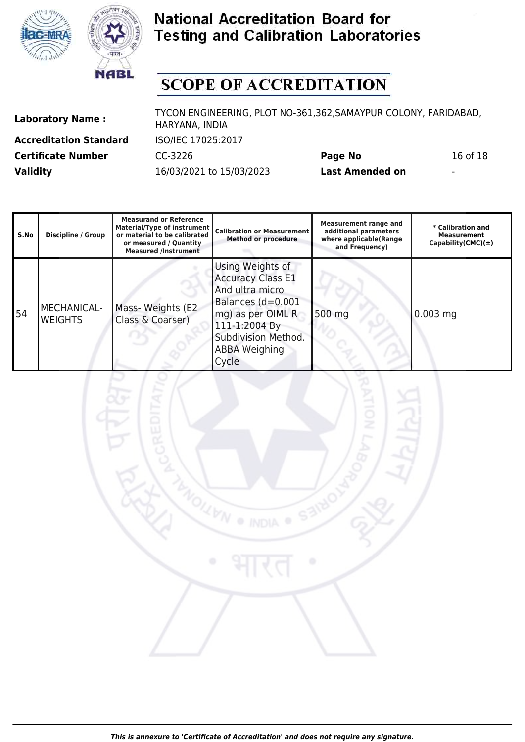# National Accreditation Board for Testing and Calibration Laboratories

## SCOPE OF ACCREDITATION

| | | | |
|---|---|---|---|
| **Laboratory Name :** | TYCON ENGINEERING, PLOT NO-361,362,SAMAYPUR COLONY, FARIDABAD, HARYANA, INDIA | | |
| **Accreditation Standard** | ISO/IEC 17025:2017 | | |
| **Certificate Number** | CC-3226 | **Page No** | 16 of 18 |
| **Validity** | 16/03/2021 to 15/03/2023 | **Last Amended on** | - |

| S.No | Discipline / Group | Measurand or Reference Material/Type of instrument or material to be calibrated or measured / Quantity Measured /Instrument | Calibration or Measurement Method or procedure | Measurement range and additional parameters where applicable(Range and Frequency) | * Calibration and Measurement Capability(CMC)(±) |
|---|---|---|---|---|---|
| 54 | MECHANICAL- WEIGHTS | Mass- Weights (E2 Class & Coarser) | Using Weights of Accuracy Class E1 And ultra micro Balances (d=0.001 mg) as per OIML R 111-1:2004 By Subdivision Method. ABBA Weighing Cycle | 500 mg | 0.003 mg |

*This is annexure to 'Certificate of Accreditation' and does not require any signature.*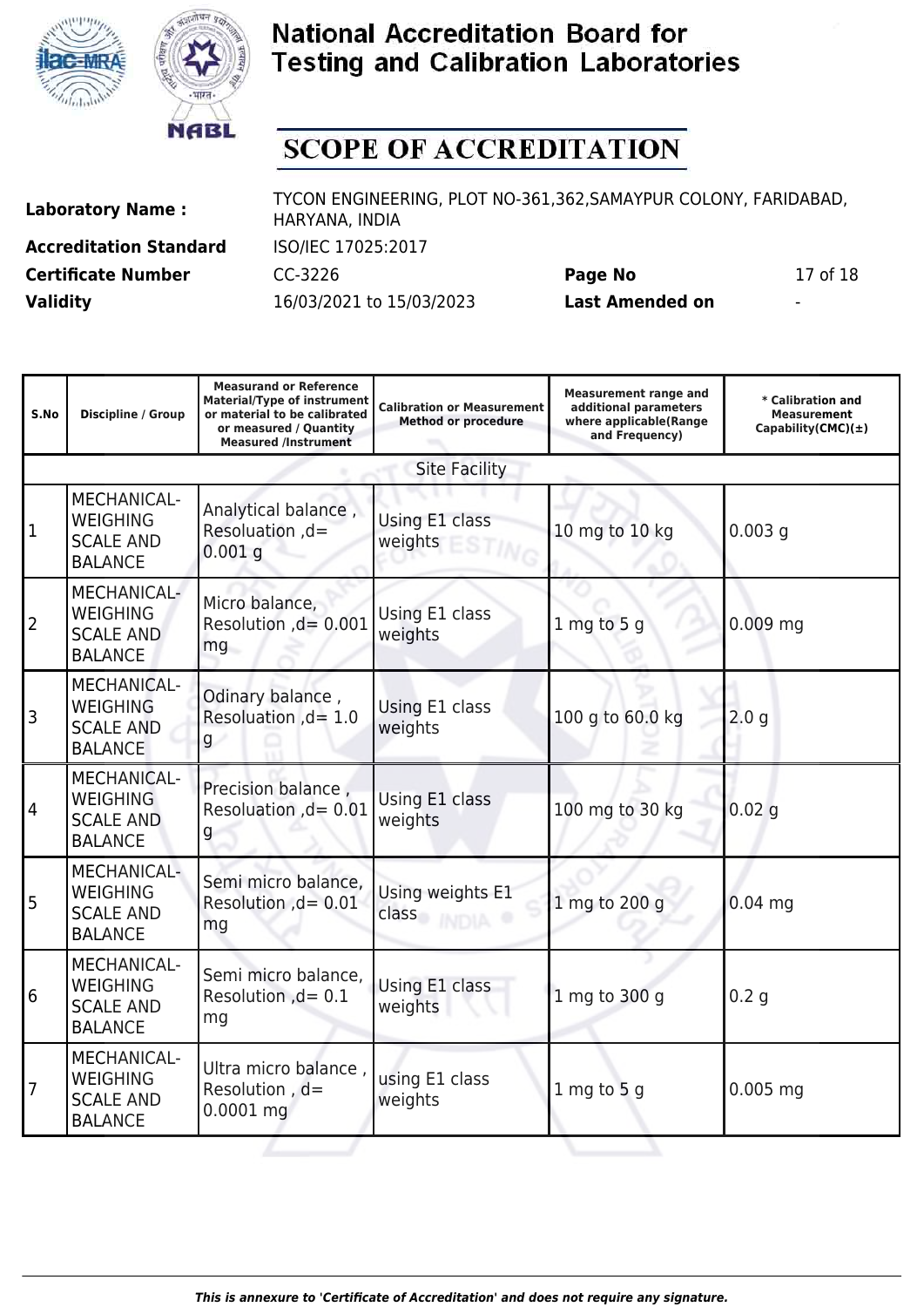# National Accreditation Board for Testing and Calibration Laboratories

## SCOPE OF ACCREDITATION

| | | | |
|---|---|---|---|
| **Laboratory Name :** | TYCON ENGINEERING, PLOT NO-361,362,SAMAYPUR COLONY, FARIDABAD, HARYANA, INDIA | | |
| **Accreditation Standard** | ISO/IEC 17025:2017 | | |
| **Certificate Number** | CC-3226 | **Page No** | 17 of 18 |
| **Validity** | 16/03/2021 to 15/03/2023 | **Last Amended on** | - |

| S.No | Discipline / Group | Measurand or Reference Material/Type of instrument or material to be calibrated or measured / Quantity Measured /Instrument | Calibration or Measurement Method or procedure | Measurement range and additional parameters where applicable(Range and Frequency) | * Calibration and Measurement Capability(CMC)(±) |
|---|---|---|---|---|---|
| Site Facility | | | | | |
| 1 | MECHANICAL- WEIGHING SCALE AND BALANCE | Analytical balance , Resolution ,d= 0.001 g | Using E1 class weights | 10 mg to 10 kg | 0.003 g |
| 2 | MECHANICAL- WEIGHING SCALE AND BALANCE | Micro balance, Resolution ,d= 0.001 mg | Using E1 class weights | 1 mg to 5 g | 0.009 mg |
| 3 | MECHANICAL- WEIGHING SCALE AND BALANCE | Odinary balance , Resoluation ,d= 1.0 g | Using E1 class weights | 100 g to 60.0 kg | 2.0 g |
| 4 | MECHANICAL- WEIGHING SCALE AND BALANCE | Precision balance , Resoluation ,d= 0.01 g | Using E1 class weights | 100 mg to 30 kg | 0.02 g |
| 5 | MECHANICAL- WEIGHING SCALE AND BALANCE | Semi micro balance, Resolution ,d= 0.01 mg | Using weights E1 class | 1 mg to 200 g | 0.04 mg |
| 6 | MECHANICAL- WEIGHING SCALE AND BALANCE | Semi micro balance, Resolution ,d= 0.1 mg | Using E1 class weights | 1 mg to 300 g | 0.2 g |
| 7 | MECHANICAL- WEIGHING SCALE AND BALANCE | Ultra micro balance , Resolution , d= 0.0001 mg | using E1 class weights | 1 mg to 5 g | 0.005 mg |

*This is annexure to 'Certificate of Accreditation' and does not require any signature.*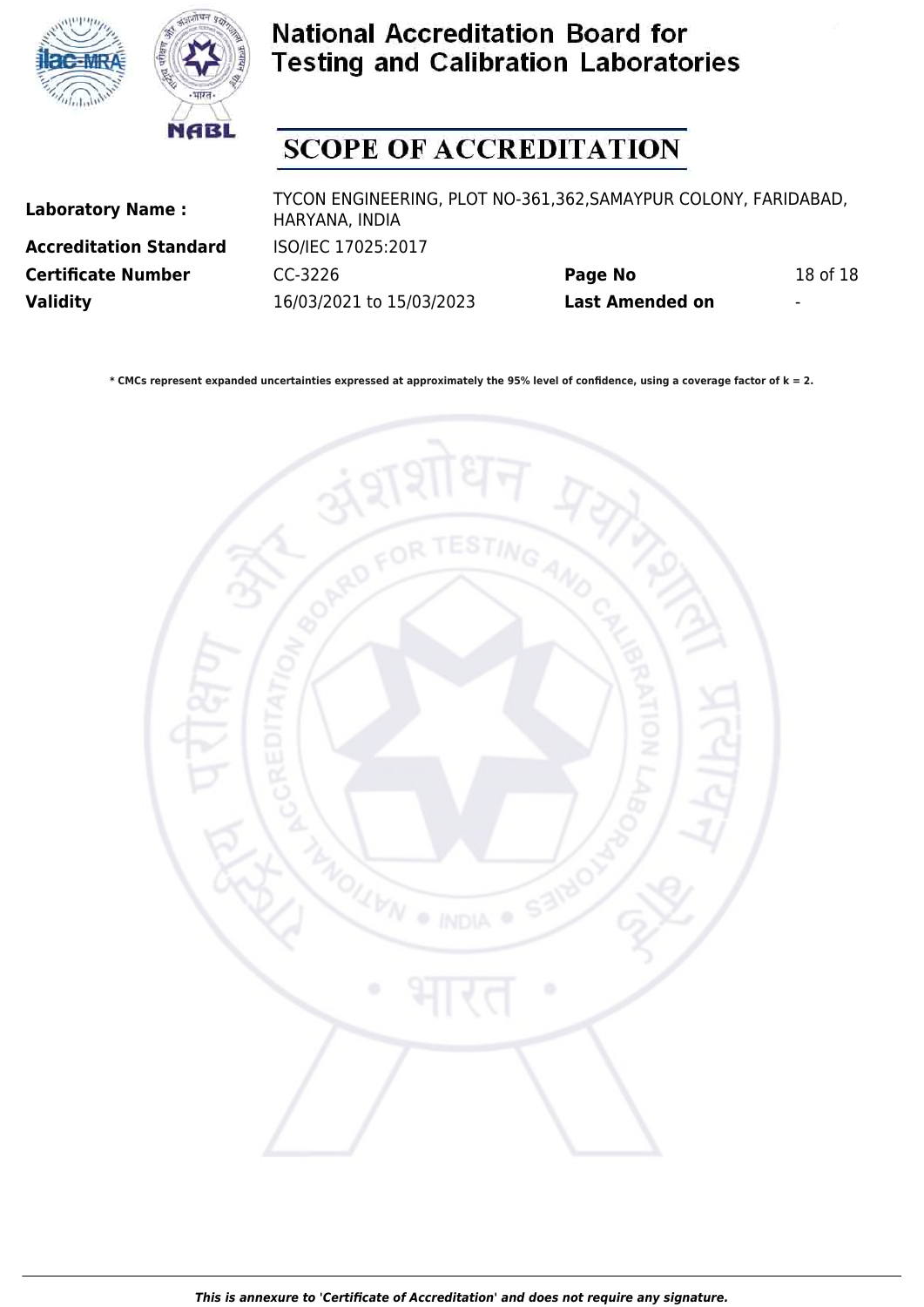# National Accreditation Board for Testing and Calibration Laboratories

## SCOPE OF ACCREDITATION

| | | | |
|---|---|---|---|
| **Laboratory Name :** | TYCON ENGINEERING, PLOT NO-361,362,SAMAYPUR COLONY, FARIDABAD, HARYANA, INDIA | | |
| **Accreditation Standard** | ISO/IEC 17025:2017 | | |
| **Certificate Number** | CC-3226 | **Page No** | 18 of 18 |
| **Validity** | 16/03/2021 to 15/03/2023 | **Last Amended on** | - |

**\* CMCs represent expanded uncertainties expressed at approximately the 95% level of confidence, using a coverage factor of k = 2.**

***This is annexure to 'Certificate of Accreditation' and does not require any signature.***